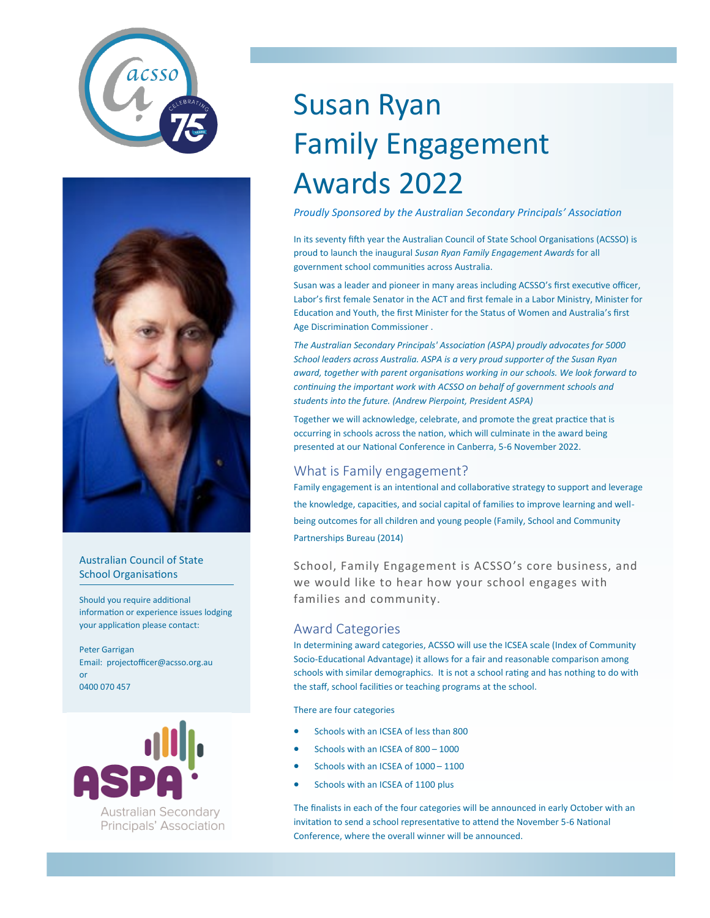# Susan Ryan Family Engagement Awards 2022

*Proudly Sponsored by the Australian Secondary Principals' Association*

In its seventy fifth year the Australian Council of State School Organisations (ACSSO) is proud to launch the inaugural *Susan Ryan Family Engagement Awards* for all government school communities across Australia.

Susan was a leader and pioneer in many areas including ACSSO's first executive officer, Labor's first female Senator in the ACT and first female in a Labor Ministry, Minister for Education and Youth, the first Minister for the Status of Women and Australia's first Age Discrimination Commissioner .

*The Australian Secondary Principals' Association (ASPA) proudly advocates for 5000 School leaders across Australia. ASPA is a very proud supporter of the Susan Ryan award, together with parent organisations working in our schools. We look forward to continuing the important work with ACSSO on behalf of government schools and students into the future. (Andrew Pierpoint, President ASPA)*

Together we will acknowledge, celebrate, and promote the great practice that is occurring in schools across the nation, which will culminate in the award being presented at our National Conference in Canberra, 5-6 November 2022.

## What is Family engagement?

Family engagement is an intentional and collaborative strategy to support and leverage the knowledge, capacities, and social capital of families to improve learning and well-being outcomes for all children and young people (Family, School and Community Partnerships Bureau (2014)

School, Family Engagement is ACSSO's core business, and we would like to hear how your school engages with families and community.

## Award Categories

In determining award categories, ACSSO will use the ICSEA scale (Index of Community Socio-Educational Advantage) it allows for a fair and reasonable comparison among schools with similar demographics. It is not a school rating and has nothing to do with the staff, school facilities or teaching programs at the school.

There are four categories

- Schools with an ICSEA of less than 800
- Schools with an ICSEA of 800 – 1000
- Schools with an ICSEA of 1000 – 1100
- Schools with an ICSEA of 1100 plus

The finalists in each of the four categories will be announced in early October with an invitation to send a school representative to attend the November 5-6 National Conference, where the overall winner will be announced.

---

Australian Council of State School Organisations

Should you require additional information or experience issues lodging your application please contact:

Peter Garrigan
Email: projectofficer@acsso.org.au
or
0400 070 457

Australian Secondary Principals' Association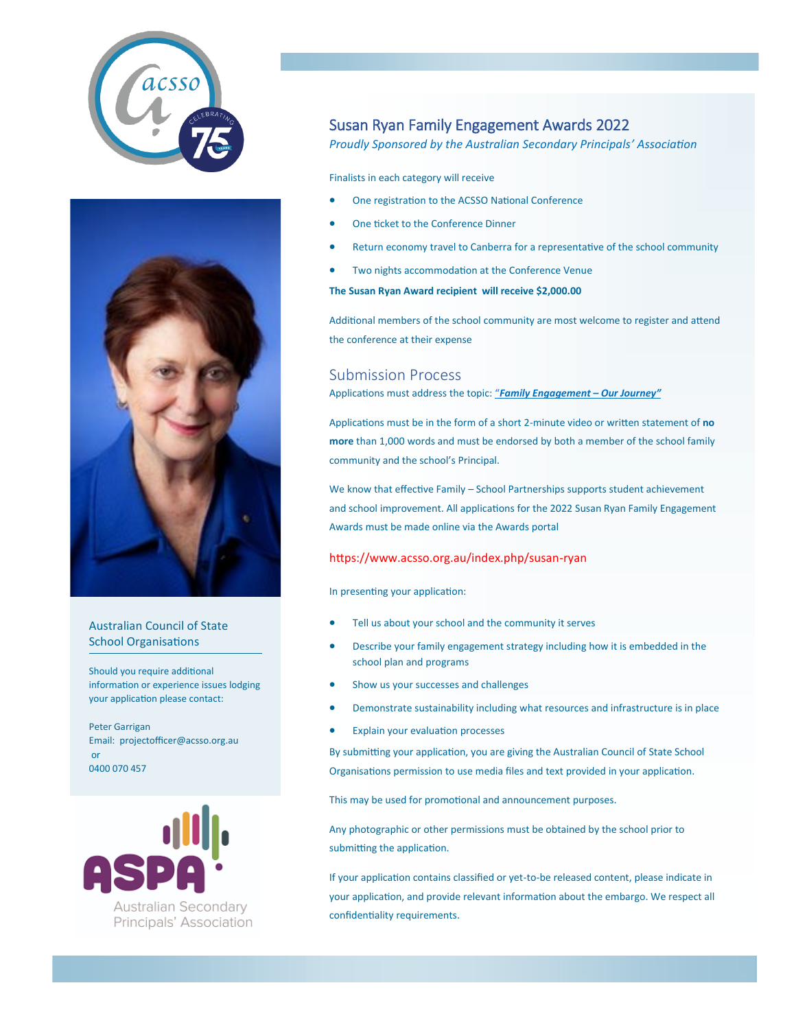## Susan Ryan Family Engagement Awards 2022

*Proudly Sponsored by the Australian Secondary Principals' Association*

Finalists in each category will receive

- One registration to the ACSSO National Conference
- One ticket to the Conference Dinner
- Return economy travel to Canberra for a representative of the school community
- Two nights accommodation at the Conference Venue

**The Susan Ryan Award recipient will receive $2,000.00**

Additional members of the school community are most welcome to register and attend the conference at their expense

### Submission Process

Applications must address the topic: ***"Family Engagement – Our Journey"***

Applications must be in the form of a short 2-minute video or written statement of **no more** than 1,000 words and must be endorsed by both a member of the school family community and the school's Principal.

We know that effective Family – School Partnerships supports student achievement and school improvement. All applications for the 2022 Susan Ryan Family Engagement Awards must be made online via the Awards portal

https://www.acsso.org.au/index.php/susan-ryan

In presenting your application:

- Tell us about your school and the community it serves
- Describe your family engagement strategy including how it is embedded in the school plan and programs
- Show us your successes and challenges
- Demonstrate sustainability including what resources and infrastructure is in place
- Explain your evaluation processes

By submitting your application, you are giving the Australian Council of State School Organisations permission to use media files and text provided in your application.

This may be used for promotional and announcement purposes.

Any photographic or other permissions must be obtained by the school prior to submitting the application.

If your application contains classified or yet-to-be released content, please indicate in your application, and provide relevant information about the embargo. We respect all confidentiality requirements.

### Australian Council of State School Organisations

Should you require additional information or experience issues lodging your application please contact:

Peter Garrigan
Email: projectofficer@acsso.org.au
or
0400 070 457

ASPA
Australian Secondary Principals' Association